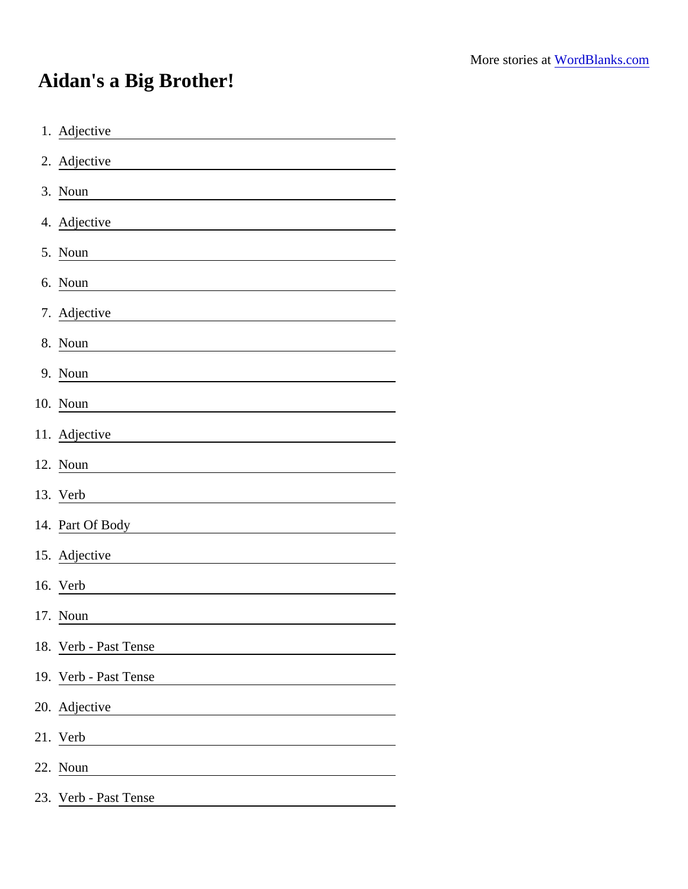More stories at [WordBlanks.com](https://www.wordblanks.com)

# Aidan's a Big Brother!

1. Adjective ______________________
2. Adjective ______________________
3. Noun ______________________
4. Adjective ______________________
5. Noun ______________________
6. Noun ______________________
7. Adjective ______________________
8. Noun ______________________
9. Noun ______________________
10. Noun ______________________
11. Adjective ______________________
12. Noun ______________________
13. Verb ______________________
14. Part Of Body ______________________
15. Adjective ______________________
16. Verb ______________________
17. Noun ______________________
18. Verb - Past Tense ______________________
19. Verb - Past Tense ______________________
20. Adjective ______________________
21. Verb ______________________
22. Noun ______________________
23. Verb - Past Tense ______________________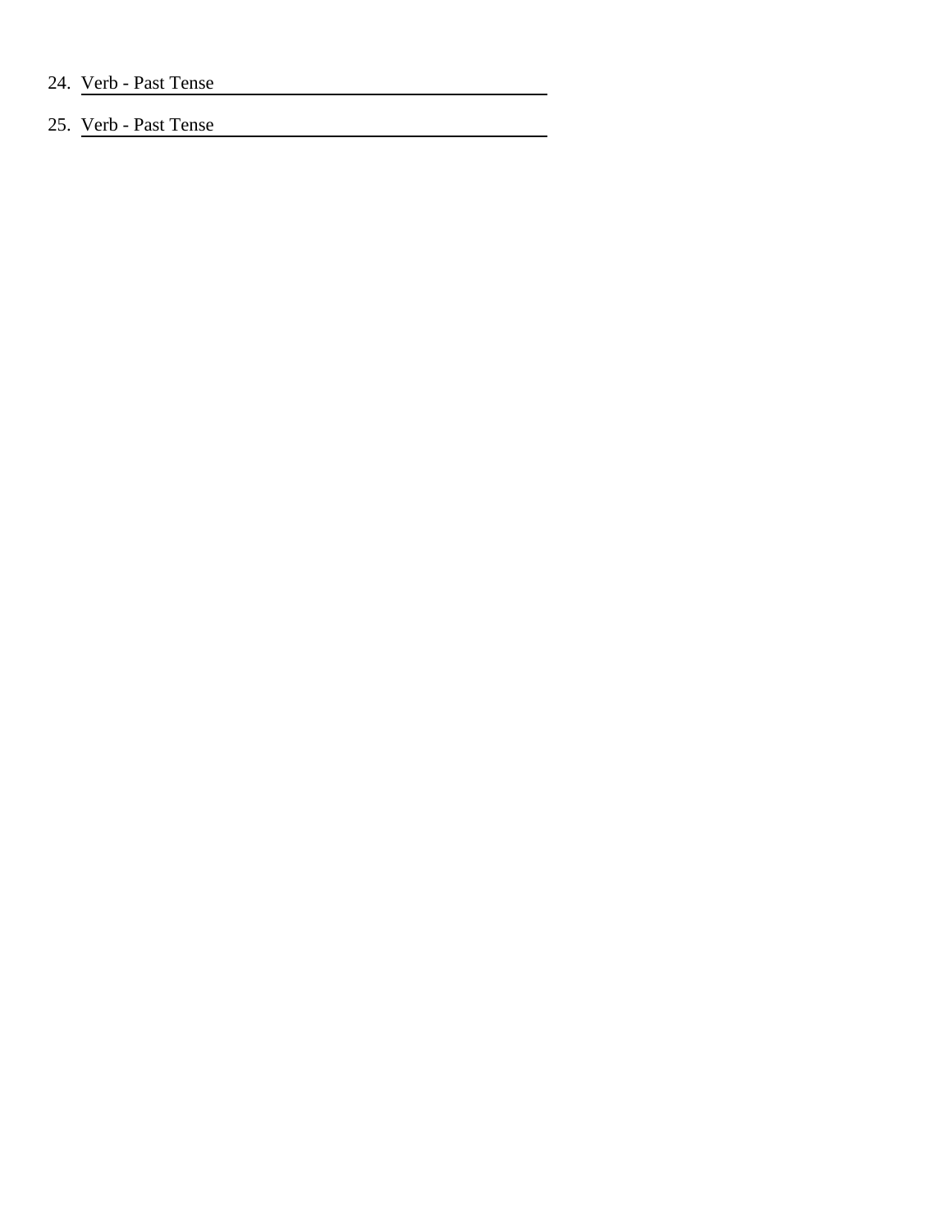24. Verb - Past Tense ________________________

25. Verb - Past Tense ________________________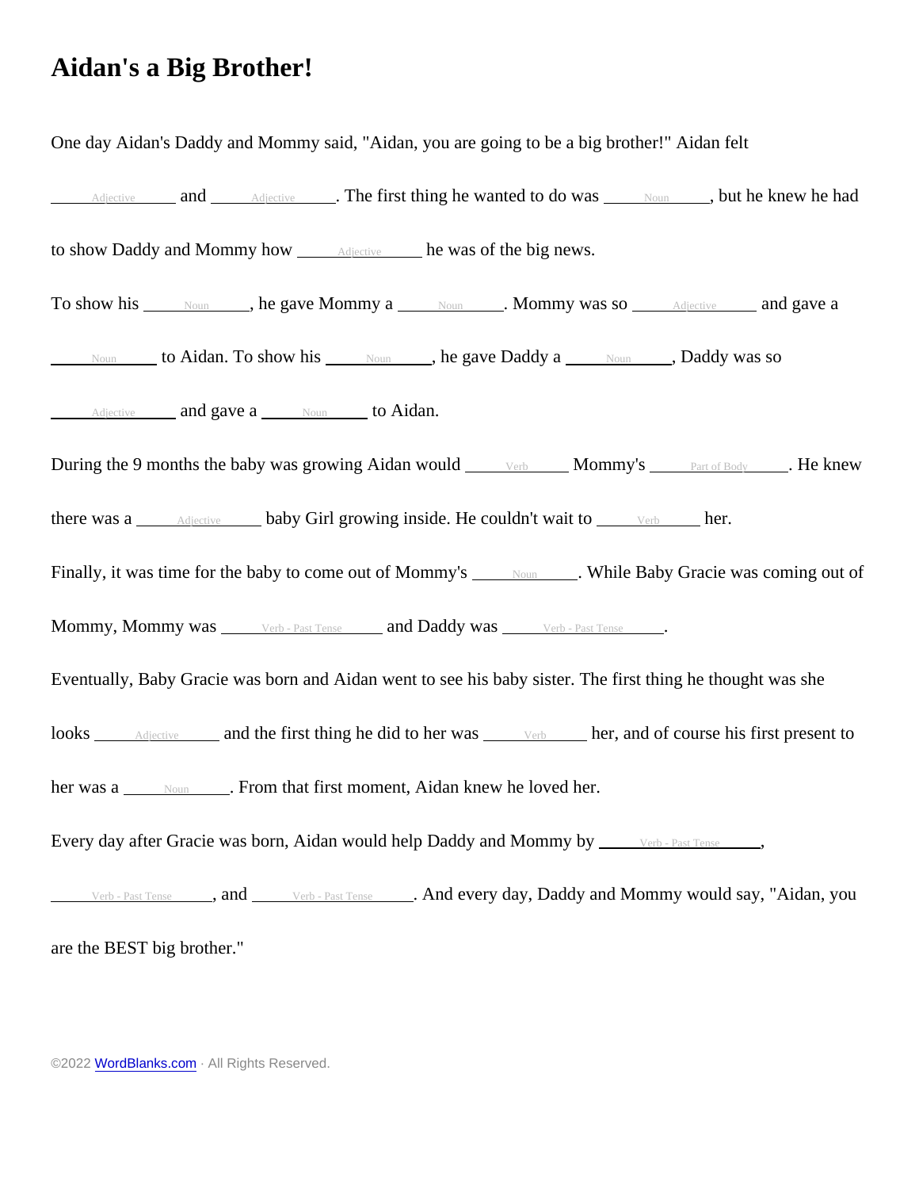# Aidan's a Big Brother!

One day Aidan's Daddy and Mommy said, "Aidan, you are going to be a big brother!" Aidan felt \_\_\_Adjective\_\_\_ and \_\_\_Adjective\_\_\_. The first thing he wanted to do was \_\_\_Noun\_\_\_, but he knew he had to show Daddy and Mommy how \_\_\_Adjective\_\_\_ he was of the big news.

To show his \_\_\_Noun\_\_\_, he gave Mommy a \_\_\_Noun\_\_\_. Mommy was so \_\_\_Adjective\_\_\_ and gave a \_\_\_Noun\_\_\_ to Aidan. To show his \_\_\_Noun\_\_\_, he gave Daddy a \_\_\_Noun\_\_\_, Daddy was so \_\_\_Adjective\_\_\_ and gave a \_\_\_Noun\_\_\_ to Aidan.

During the 9 months the baby was growing Aidan would \_\_\_Verb\_\_\_ Mommy's \_\_\_Part of Body\_\_\_. He knew there was a \_\_\_Adjective\_\_\_ baby Girl growing inside. He couldn't wait to \_\_\_Verb\_\_\_ her.

Finally, it was time for the baby to come out of Mommy's \_\_\_Noun\_\_\_. While Baby Gracie was coming out of Mommy, Mommy was \_\_\_Verb - Past Tense\_\_\_ and Daddy was \_\_\_Verb - Past Tense\_\_\_.

Eventually, Baby Gracie was born and Aidan went to see his baby sister. The first thing he thought was she looks \_\_\_Adjective\_\_\_ and the first thing he did to her was \_\_\_Verb\_\_\_ her, and of course his first present to her was a \_\_\_Noun\_\_\_. From that first moment, Aidan knew he loved her.

Every day after Gracie was born, Aidan would help Daddy and Mommy by \_\_\_Verb - Past Tense\_\_\_, \_\_\_Verb - Past Tense\_\_\_, and \_\_\_Verb - Past Tense\_\_\_. And every day, Daddy and Mommy would say, "Aidan, you are the BEST big brother."

©2022 WordBlanks.com · All Rights Reserved.